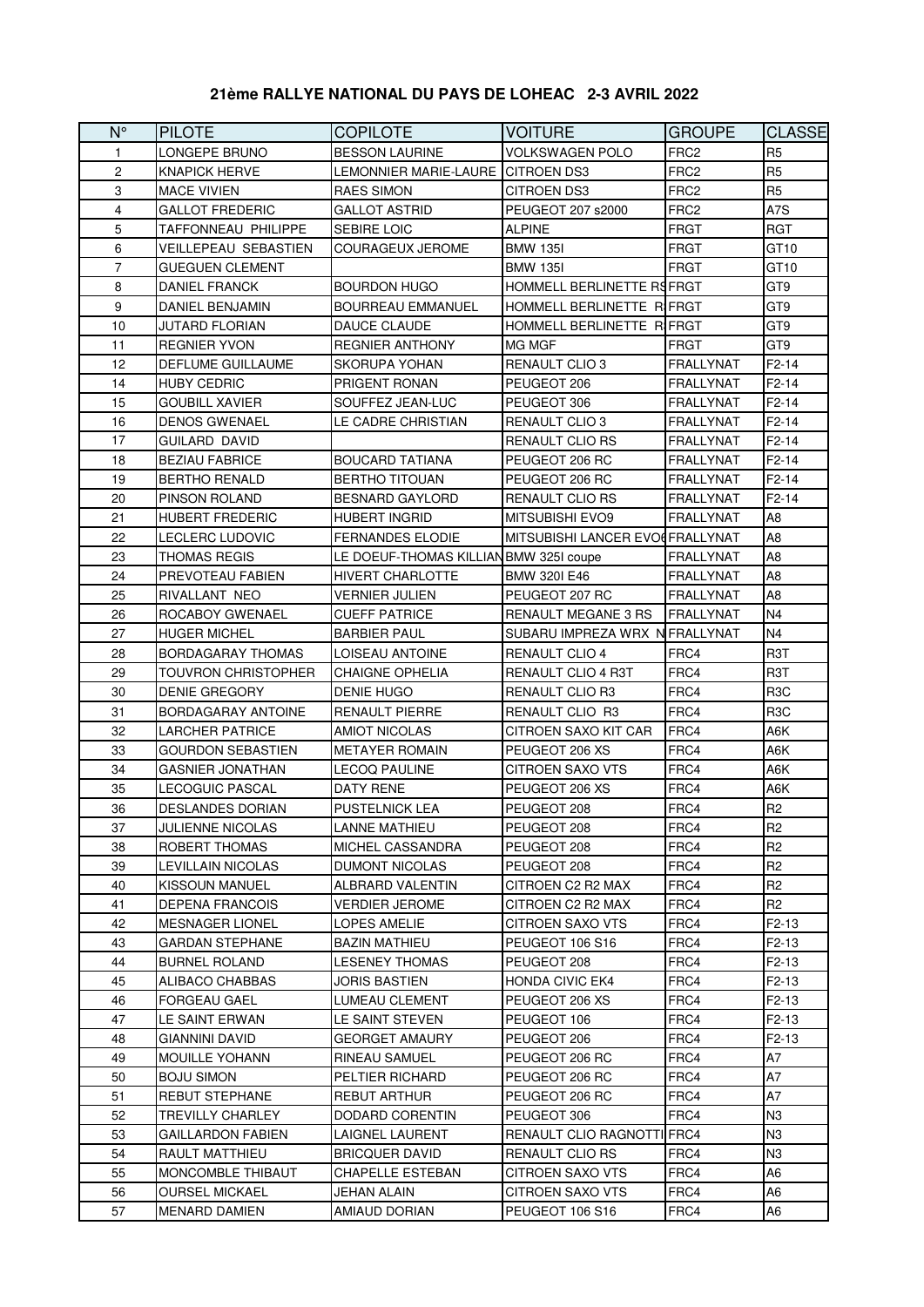# 21ème RALLYE NATIONAL DU PAYS DE LOHEAC 2-3 AVRIL 2022

| N° | PILOTE | COPILOTE | VOITURE | GROUPE | CLASSE |
|---|---|---|---|---|---|
| 1 | LONGEPE BRUNO | BESSON LAURINE | VOLKSWAGEN POLO | FRC2 | R5 |
| 2 | KNAPICK HERVE | LEMONNIER MARIE-LAURE | CITROEN DS3 | FRC2 | R5 |
| 3 | MACE VIVIEN | RAES SIMON | CITROEN DS3 | FRC2 | R5 |
| 4 | GALLOT FREDERIC | GALLOT ASTRID | PEUGEOT 207 s2000 | FRC2 | A7S |
| 5 | TAFFONNEAU PHILIPPE | SEBIRE LOIC | ALPINE | FRGT | RGT |
| 6 | VEILLEPEAU SEBASTIEN | COURAGEUX JEROME | BMW 135I | FRGT | GT10 |
| 7 | GUEGUEN CLEMENT | | BMW 135I | FRGT | GT10 |
| 8 | DANIEL FRANCK | BOURDON HUGO | HOMMELL BERLINETTE RS | FRGT | GT9 |
| 9 | DANIEL BENJAMIN | BOURREAU EMMANUEL | HOMMELL BERLINETTE R | FRGT | GT9 |
| 10 | JUTARD FLORIAN | DAUCE CLAUDE | HOMMELL BERLINETTE R | FRGT | GT9 |
| 11 | REGNIER YVON | REGNIER ANTHONY | MG MGF | FRGT | GT9 |
| 12 | DEFLUME GUILLAUME | SKORUPA YOHAN | RENAULT CLIO 3 | FRALLYNAT | F2-14 |
| 14 | HUBY CEDRIC | PRIGENT RONAN | PEUGEOT 206 | FRALLYNAT | F2-14 |
| 15 | GOUBILL XAVIER | SOUFFEZ JEAN-LUC | PEUGEOT 306 | FRALLYNAT | F2-14 |
| 16 | DENOS GWENAEL | LE CADRE CHRISTIAN | RENAULT CLIO 3 | FRALLYNAT | F2-14 |
| 17 | GUILARD DAVID | | RENAULT CLIO RS | FRALLYNAT | F2-14 |
| 18 | BEZIAU FABRICE | BOUCARD TATIANA | PEUGEOT 206 RC | FRALLYNAT | F2-14 |
| 19 | BERTHO RENALD | BERTHO TITOUAN | PEUGEOT 206 RC | FRALLYNAT | F2-14 |
| 20 | PINSON ROLAND | BESNARD GAYLORD | RENAULT CLIO RS | FRALLYNAT | F2-14 |
| 21 | HUBERT FREDERIC | HUBERT INGRID | MITSUBISHI EVO9 | FRALLYNAT | A8 |
| 22 | LECLERC LUDOVIC | FERNANDES ELODIE | MITSUBISHI LANCER EVO6 | FRALLYNAT | A8 |
| 23 | THOMAS REGIS | LE DOEUF-THOMAS KILLIAN | BMW 325I coupe | FRALLYNAT | A8 |
| 24 | PREVOTEAU FABIEN | HIVERT CHARLOTTE | BMW 320I E46 | FRALLYNAT | A8 |
| 25 | RIVALLANT NEO | VERNIER JULIEN | PEUGEOT 207 RC | FRALLYNAT | A8 |
| 26 | ROCABOY GWENAEL | CUEFF PATRICE | RENAULT MEGANE 3 RS | FRALLYNAT | N4 |
| 27 | HUGER MICHEL | BARBIER PAUL | SUBARU IMPREZA WRX N | FRALLYNAT | N4 |
| 28 | BORDAGARAY THOMAS | LOISEAU ANTOINE | RENAULT CLIO 4 | FRC4 | R3T |
| 29 | TOUVRON CHRISTOPHER | CHAIGNE OPHELIA | RENAULT CLIO 4 R3T | FRC4 | R3T |
| 30 | DENIE GREGORY | DENIE HUGO | RENAULT CLIO R3 | FRC4 | R3C |
| 31 | BORDAGARAY ANTOINE | RENAULT PIERRE | RENAULT CLIO R3 | FRC4 | R3C |
| 32 | LARCHER PATRICE | AMIOT NICOLAS | CITROEN SAXO KIT CAR | FRC4 | A6K |
| 33 | GOURDON SEBASTIEN | METAYER ROMAIN | PEUGEOT 206 XS | FRC4 | A6K |
| 34 | GASNIER JONATHAN | LECOQ PAULINE | CITROEN SAXO VTS | FRC4 | A6K |
| 35 | LECOGUIC PASCAL | DATY RENE | PEUGEOT 206 XS | FRC4 | A6K |
| 36 | DESLANDES DORIAN | PUSTELNICK LEA | PEUGEOT 208 | FRC4 | R2 |
| 37 | JULIENNE NICOLAS | LANNE MATHIEU | PEUGEOT 208 | FRC4 | R2 |
| 38 | ROBERT THOMAS | MICHEL CASSANDRA | PEUGEOT 208 | FRC4 | R2 |
| 39 | LEVILLAIN NICOLAS | DUMONT NICOLAS | PEUGEOT 208 | FRC4 | R2 |
| 40 | KISSOUN MANUEL | ALBRARD VALENTIN | CITROEN C2 R2 MAX | FRC4 | R2 |
| 41 | DEPENA FRANCOIS | VERDIER JEROME | CITROEN C2 R2 MAX | FRC4 | R2 |
| 42 | MESNAGER LIONEL | LOPES AMELIE | CITROEN SAXO VTS | FRC4 | F2-13 |
| 43 | GARDAN STEPHANE | BAZIN MATHIEU | PEUGEOT 106 S16 | FRC4 | F2-13 |
| 44 | BURNEL ROLAND | LESENEY THOMAS | PEUGEOT 208 | FRC4 | F2-13 |
| 45 | ALIBACO CHABBAS | JORIS BASTIEN | HONDA CIVIC EK4 | FRC4 | F2-13 |
| 46 | FORGEAU GAEL | LUMEAU CLEMENT | PEUGEOT 206 XS | FRC4 | F2-13 |
| 47 | LE SAINT ERWAN | LE SAINT STEVEN | PEUGEOT 106 | FRC4 | F2-13 |
| 48 | GIANNINI DAVID | GEORGET AMAURY | PEUGEOT 206 | FRC4 | F2-13 |
| 49 | MOUILLE YOHANN | RINEAU SAMUEL | PEUGEOT 206 RC | FRC4 | A7 |
| 50 | BOJU SIMON | PELTIER RICHARD | PEUGEOT 206 RC | FRC4 | A7 |
| 51 | REBUT STEPHANE | REBUT ARTHUR | PEUGEOT 206 RC | FRC4 | A7 |
| 52 | TREVILLY CHARLEY | DODARD CORENTIN | PEUGEOT 306 | FRC4 | N3 |
| 53 | GAILLARDON FABIEN | LAIGNEL LAURENT | RENAULT CLIO RAGNOTTI | FRC4 | N3 |
| 54 | RAULT MATTHIEU | BRICQUER DAVID | RENAULT CLIO RS | FRC4 | N3 |
| 55 | MONCOMBLE THIBAUT | CHAPELLE ESTEBAN | CITROEN SAXO VTS | FRC4 | A6 |
| 56 | OURSEL MICKAEL | JEHAN ALAIN | CITROEN SAXO VTS | FRC4 | A6 |
| 57 | MENARD DAMIEN | AMIAUD DORIAN | PEUGEOT 106 S16 | FRC4 | A6 |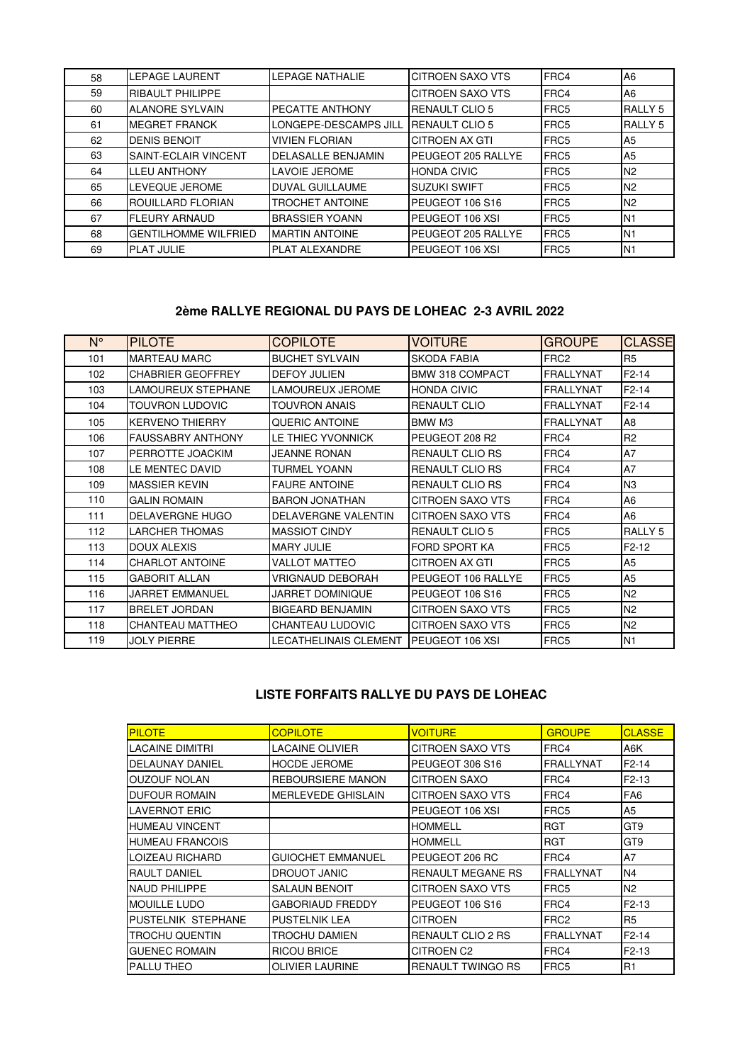| | | | | | |
|---|---|---|---|---|---|
| 58 | LEPAGE LAURENT | LEPAGE NATHALIE | CITROEN SAXO VTS | FRC4 | A6 |
| 59 | RIBAULT PHILIPPE | | CITROEN SAXO VTS | FRC4 | A6 |
| 60 | ALANORE SYLVAIN | PECATTE ANTHONY | RENAULT CLIO 5 | FRC5 | RALLY 5 |
| 61 | MEGRET FRANCK | LONGEPE-DESCAMPS JILL | RENAULT CLIO 5 | FRC5 | RALLY 5 |
| 62 | DENIS BENOIT | VIVIEN FLORIAN | CITROEN AX GTI | FRC5 | A5 |
| 63 | SAINT-ECLAIR VINCENT | DELASALLE BENJAMIN | PEUGEOT 205 RALLYE | FRC5 | A5 |
| 64 | LLEU ANTHONY | LAVOIE JEROME | HONDA CIVIC | FRC5 | N2 |
| 65 | LEVEQUE JEROME | DUVAL GUILLAUME | SUZUKI SWIFT | FRC5 | N2 |
| 66 | ROUILLARD FLORIAN | TROCHET ANTOINE | PEUGEOT 106 S16 | FRC5 | N2 |
| 67 | FLEURY ARNAUD | BRASSIER YOANN | PEUGEOT 106 XSI | FRC5 | N1 |
| 68 | GENTILHOMME WILFRIED | MARTIN ANTOINE | PEUGEOT 205 RALLYE | FRC5 | N1 |
| 69 | PLAT JULIE | PLAT ALEXANDRE | PEUGEOT 106 XSI | FRC5 | N1 |

## 2ème RALLYE REGIONAL DU PAYS DE LOHEAC 2-3 AVRIL 2022

| N° | PILOTE | COPILOTE | VOITURE | GROUPE | CLASSE |
|---|---|---|---|---|---|
| 101 | MARTEAU MARC | BUCHET SYLVAIN | SKODA FABIA | FRC2 | R5 |
| 102 | CHABRIER GEOFFREY | DEFOY JULIEN | BMW 318 COMPACT | FRALLYNAT | F2-14 |
| 103 | LAMOUREUX STEPHANE | LAMOUREUX JEROME | HONDA CIVIC | FRALLYNAT | F2-14 |
| 104 | TOUVRON LUDOVIC | TOUVRON ANAIS | RENAULT CLIO | FRALLYNAT | F2-14 |
| 105 | KERVENO THIERRY | QUERIC ANTOINE | BMW M3 | FRALLYNAT | A8 |
| 106 | FAUSSABRY ANTHONY | LE THIEC YVONNICK | PEUGEOT 208 R2 | FRC4 | R2 |
| 107 | PERROTTE JOACKIM | JEANNE RONAN | RENAULT CLIO RS | FRC4 | A7 |
| 108 | LE MENTEC DAVID | TURMEL YOANN | RENAULT CLIO RS | FRC4 | A7 |
| 109 | MASSIER KEVIN | FAURE ANTOINE | RENAULT CLIO RS | FRC4 | N3 |
| 110 | GALIN ROMAIN | BARON JONATHAN | CITROEN SAXO VTS | FRC4 | A6 |
| 111 | DELAVERGNE HUGO | DELAVERGNE VALENTIN | CITROEN SAXO VTS | FRC4 | A6 |
| 112 | LARCHER THOMAS | MASSIOT CINDY | RENAULT CLIO 5 | FRC5 | RALLY 5 |
| 113 | DOUX ALEXIS | MARY JULIE | FORD SPORT KA | FRC5 | F2-12 |
| 114 | CHARLOT ANTOINE | VALLOT MATTEO | CITROEN AX GTI | FRC5 | A5 |
| 115 | GABORIT ALLAN | VRIGNAUD DEBORAH | PEUGEOT 106 RALLYE | FRC5 | A5 |
| 116 | JARRET EMMANUEL | JARRET DOMINIQUE | PEUGEOT 106 S16 | FRC5 | N2 |
| 117 | BRELET JORDAN | BIGEARD BENJAMIN | CITROEN SAXO VTS | FRC5 | N2 |
| 118 | CHANTEAU MATTHEO | CHANTEAU LUDOVIC | CITROEN SAXO VTS | FRC5 | N2 |
| 119 | JOLY PIERRE | LECATHELINAIS CLEMENT | PEUGEOT 106 XSI | FRC5 | N1 |

## LISTE FORFAITS RALLYE DU PAYS DE LOHEAC

| PILOTE | COPILOTE | VOITURE | GROUPE | CLASSE |
|---|---|---|---|---|
| LACAINE DIMITRI | LACAINE OLIVIER | CITROEN SAXO VTS | FRC4 | A6K |
| DELAUNAY DANIEL | HOCDE JEROME | PEUGEOT 306 S16 | FRALLYNAT | F2-14 |
| OUZOUF NOLAN | REBOURSIERE MANON | CITROEN SAXO | FRC4 | F2-13 |
| DUFOUR ROMAIN | MERLEVEDE GHISLAIN | CITROEN SAXO VTS | FRC4 | FA6 |
| LAVERNOT ERIC | | PEUGEOT 106 XSI | FRC5 | A5 |
| HUMEAU VINCENT | | HOMMELL | RGT | GT9 |
| HUMEAU FRANCOIS | | HOMMELL | RGT | GT9 |
| LOIZEAU RICHARD | GUIOCHET EMMANUEL | PEUGEOT 206 RC | FRC4 | A7 |
| RAULT DANIEL | DROUOT JANIC | RENAULT MEGANE RS | FRALLYNAT | N4 |
| NAUD PHILIPPE | SALAUN BENOIT | CITROEN SAXO VTS | FRC5 | N2 |
| MOUILLE LUDO | GABORIAUD FREDDY | PEUGEOT 106 S16 | FRC4 | F2-13 |
| PUSTELNIK STEPHANE | PUSTELNIK LEA | CITROEN | FRC2 | R5 |
| TROCHU QUENTIN | TROCHU DAMIEN | RENAULT CLIO 2 RS | FRALLYNAT | F2-14 |
| GUENEC ROMAIN | RICOU BRICE | CITROEN C2 | FRC4 | F2-13 |
| PALLU THEO | OLIVIER LAURINE | RENAULT TWINGO RS | FRC5 | R1 |